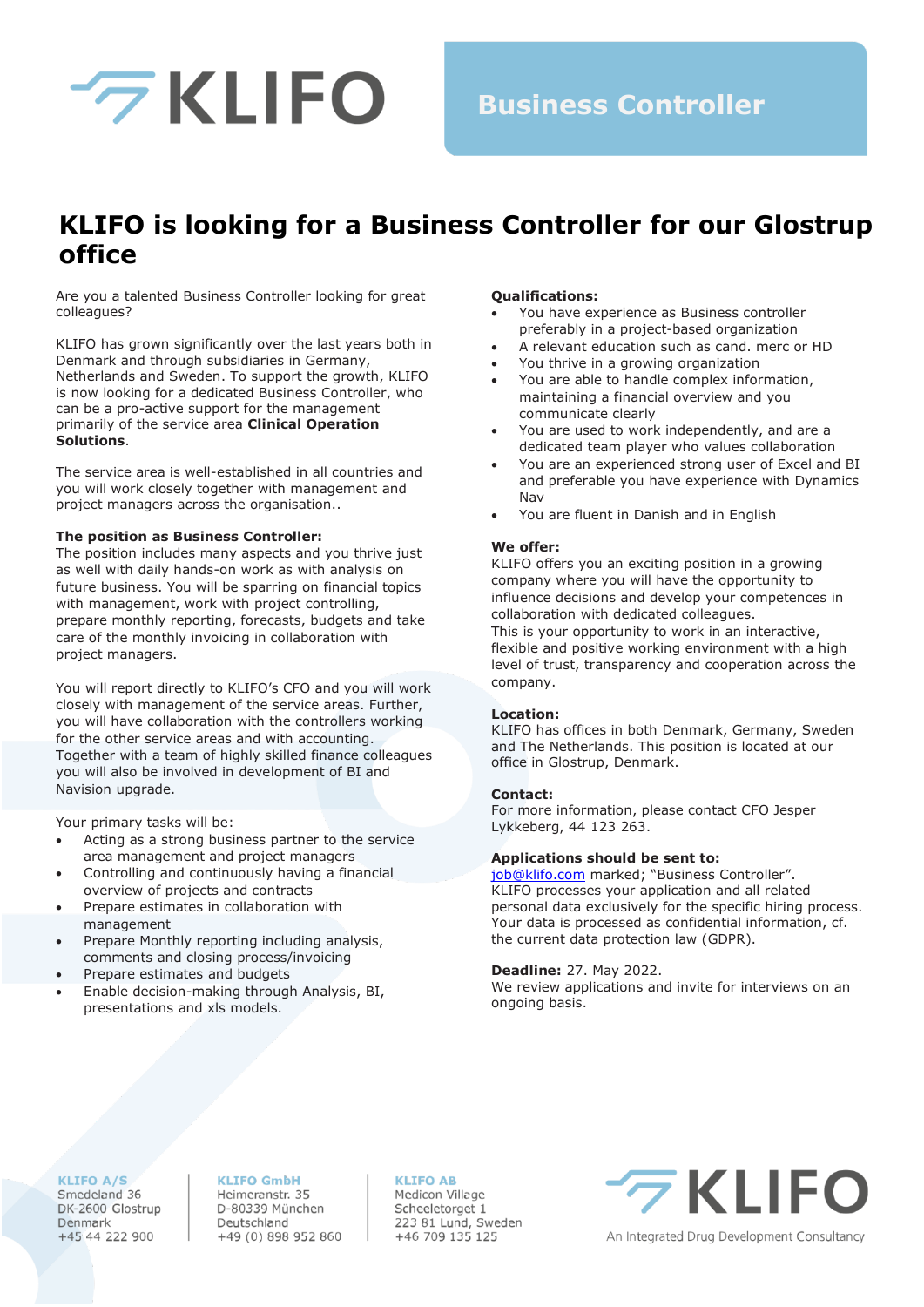KLIFO

**Business Controller**

# KLIFO is looking for a Business Controller for our Glostrup office

Are you a talented Business Controller looking for great colleagues?

KLIFO has grown significantly over the last years both in Denmark and through subsidiaries in Germany, Netherlands and Sweden. To support the growth, KLIFO is now looking for a dedicated Business Controller, who can be a pro-active support for the management primarily of the service area **Clinical Operation Solutions**.

The service area is well-established in all countries and you will work closely together with management and project managers across the organisation..

**The position as Business Controller:**
The position includes many aspects and you thrive just as well with daily hands-on work as with analysis on future business. You will be sparring on financial topics with management, work with project controlling, prepare monthly reporting, forecasts, budgets and take care of the monthly invoicing in collaboration with project managers.

You will report directly to KLIFO's CFO and you will work closely with management of the service areas. Further, you will have collaboration with the controllers working for the other service areas and with accounting. Together with a team of highly skilled finance colleagues you will also be involved in development of BI and Navision upgrade.

Your primary tasks will be:

- Acting as a strong business partner to the service area management and project managers
- Controlling and continuously having a financial overview of projects and contracts
- Prepare estimates in collaboration with management
- Prepare Monthly reporting including analysis, comments and closing process/invoicing
- Prepare estimates and budgets
- Enable decision-making through Analysis, BI, presentations and xls models.

**Qualifications:**

- You have experience as Business controller preferably in a project-based organization
- A relevant education such as cand. merc or HD
- You thrive in a growing organization
- You are able to handle complex information, maintaining a financial overview and you communicate clearly
- You are used to work independently, and are a dedicated team player who values collaboration
- You are an experienced strong user of Excel and BI and preferable you have experience with Dynamics Nav
- You are fluent in Danish and in English

**We offer:**
KLIFO offers you an exciting position in a growing company where you will have the opportunity to influence decisions and develop your competences in collaboration with dedicated colleagues.
This is your opportunity to work in an interactive, flexible and positive working environment with a high level of trust, transparency and cooperation across the company.

**Location:**
KLIFO has offices in both Denmark, Germany, Sweden and The Netherlands. This position is located at our office in Glostrup, Denmark.

**Contact:**
For more information, please contact CFO Jesper Lykkeberg, 44 123 263.

**Applications should be sent to:**
job@klifo.com marked; "Business Controller".
KLIFO processes your application and all related personal data exclusively for the specific hiring process. Your data is processed as confidential information, cf. the current data protection law (GDPR).

**Deadline:** 27. May 2022.
We review applications and invite for interviews on an ongoing basis.

**KLIFO A/S**
Smedeland 36
DK-2600 Glostrup
Denmark
+45 44 222 900

**KLIFO GmbH**
Heimeranstr. 35
D-80339 München
Deutschland
+49 (0) 898 952 860

**KLIFO AB**
Medicon Village
Scheeletorget 1
223 81 Lund, Sweden
+46 709 135 125

KLIFO
An Integrated Drug Development Consultancy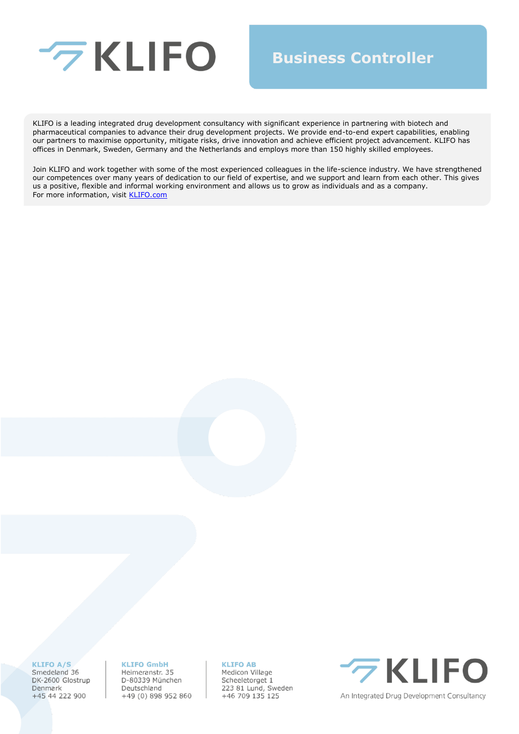# Business Controller

KLIFO is a leading integrated drug development consultancy with significant experience in partnering with biotech and pharmaceutical companies to advance their drug development projects. We provide end-to-end expert capabilities, enabling our partners to maximise opportunity, mitigate risks, drive innovation and achieve efficient project advancement. KLIFO has offices in Denmark, Sweden, Germany and the Netherlands and employs more than 150 highly skilled employees.

Join KLIFO and work together with some of the most experienced colleagues in the life-science industry. We have strengthened our competences over many years of dedication to our field of expertise, and we support and learn from each other. This gives us a positive, flexible and informal working environment and allows us to grow as individuals and as a company.
For more information, visit [KLIFO.com](KLIFO.com)

**KLIFO A/S**
Smedeland 36
DK-2600 Glostrup
Denmark
+45 44 222 900

**KLIFO GmbH**
Heimeranstr. 35
D-80339 München
Deutschland
+49 (0) 898 952 860

**KLIFO AB**
Medicon Village
Scheeletorget 1
223 81 Lund, Sweden
+46 709 135 125

KLIFO
An Integrated Drug Development Consultancy